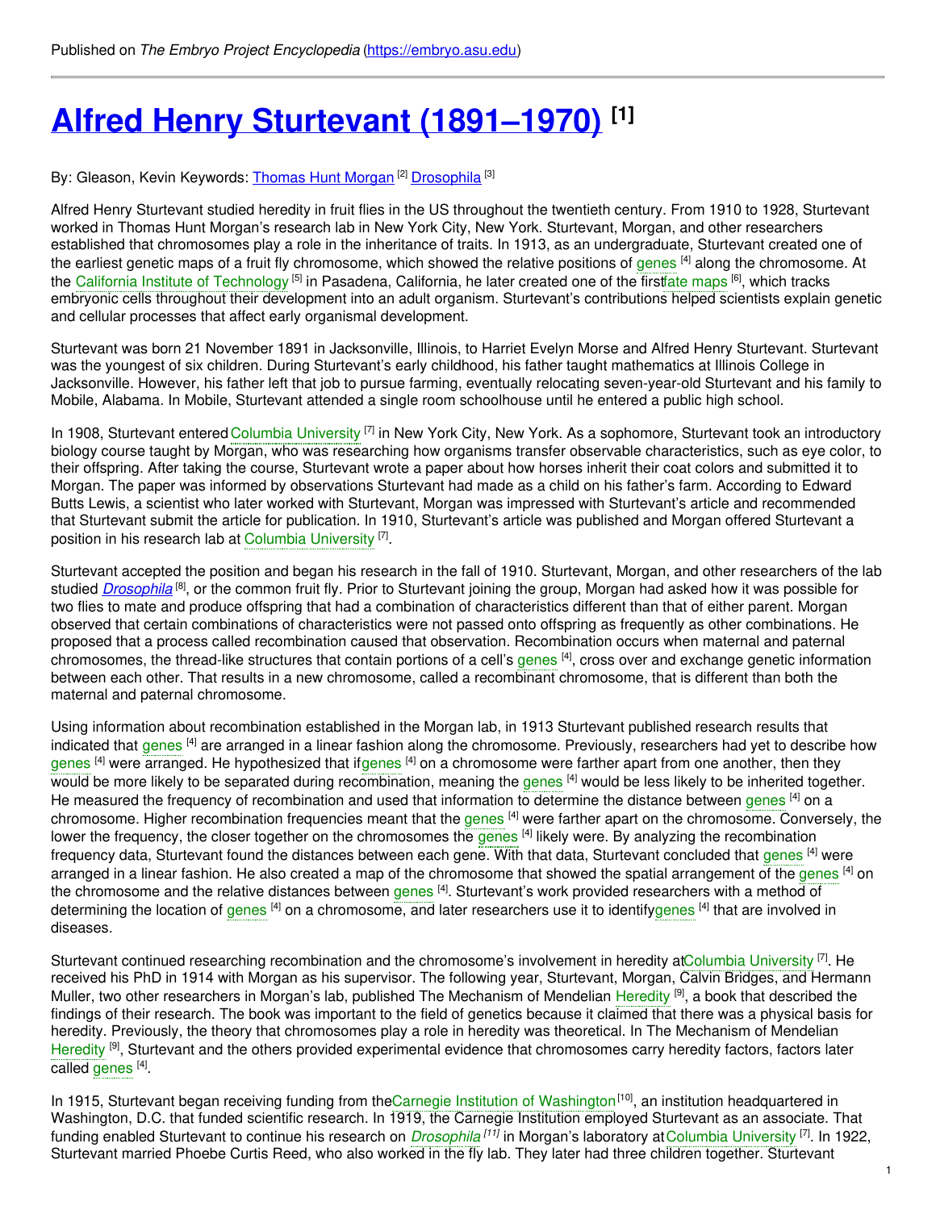Published on *The Embryo Project Encyclopedia* (https://embryo.asu.edu)

# Alfred Henry Sturtevant (1891–1970) [1]

By: Gleason, Kevin Keywords: Thomas Hunt Morgan [2] Drosophila [3]

Alfred Henry Sturtevant studied heredity in fruit flies in the US throughout the twentieth century. From 1910 to 1928, Sturtevant worked in Thomas Hunt Morgan's research lab in New York City, New York. Sturtevant, Morgan, and other researchers established that chromosomes play a role in the inheritance of traits. In 1913, as an undergraduate, Sturtevant created one of the earliest genetic maps of a fruit fly chromosome, which showed the relative positions of genes [4] along the chromosome. At the California Institute of Technology [5] in Pasadena, California, he later created one of the first fate maps [6], which tracks embryonic cells throughout their development into an adult organism. Sturtevant's contributions helped scientists explain genetic and cellular processes that affect early organismal development.

Sturtevant was born 21 November 1891 in Jacksonville, Illinois, to Harriet Evelyn Morse and Alfred Henry Sturtevant. Sturtevant was the youngest of six children. During Sturtevant's early childhood, his father taught mathematics at Illinois College in Jacksonville. However, his father left that job to pursue farming, eventually relocating seven-year-old Sturtevant and his family to Mobile, Alabama. In Mobile, Sturtevant attended a single room schoolhouse until he entered a public high school.

In 1908, Sturtevant entered Columbia University [7] in New York City, New York. As a sophomore, Sturtevant took an introductory biology course taught by Morgan, who was researching how organisms transfer observable characteristics, such as eye color, to their offspring. After taking the course, Sturtevant wrote a paper about how horses inherit their coat colors and submitted it to Morgan. The paper was informed by observations Sturtevant had made as a child on his father's farm. According to Edward Butts Lewis, a scientist who later worked with Sturtevant, Morgan was impressed with Sturtevant's article and recommended that Sturtevant submit the article for publication. In 1910, Sturtevant's article was published and Morgan offered Sturtevant a position in his research lab at Columbia University [7].

Sturtevant accepted the position and began his research in the fall of 1910. Sturtevant, Morgan, and other researchers of the lab studied *Drosophila* [8], or the common fruit fly. Prior to Sturtevant joining the group, Morgan had asked how it was possible for two flies to mate and produce offspring that had a combination of characteristics different than that of either parent. Morgan observed that certain combinations of characteristics were not passed onto offspring as frequently as other combinations. He proposed that a process called recombination caused that observation. Recombination occurs when maternal and paternal chromosomes, the thread-like structures that contain portions of a cell's genes [4], cross over and exchange genetic information between each other. That results in a new chromosome, called a recombinant chromosome, that is different than both the maternal and paternal chromosome.

Using information about recombination established in the Morgan lab, in 1913 Sturtevant published research results that indicated that genes [4] are arranged in a linear fashion along the chromosome. Previously, researchers had yet to describe how genes [4] were arranged. He hypothesized that if genes [4] on a chromosome were farther apart from one another, then they would be more likely to be separated during recombination, meaning the genes [4] would be less likely to be inherited together. He measured the frequency of recombination and used that information to determine the distance between genes [4] on a chromosome. Higher recombination frequencies meant that the genes [4] were farther apart on the chromosome. Conversely, the lower the frequency, the closer together on the chromosomes the genes [4] likely were. By analyzing the recombination frequency data, Sturtevant found the distances between each gene. With that data, Sturtevant concluded that genes [4] were arranged in a linear fashion. He also created a map of the chromosome that showed the spatial arrangement of the genes [4] on the chromosome and the relative distances between genes [4]. Sturtevant's work provided researchers with a method of determining the location of genes [4] on a chromosome, and later researchers use it to identify genes [4] that are involved in diseases.

Sturtevant continued researching recombination and the chromosome's involvement in heredity at Columbia University [7]. He received his PhD in 1914 with Morgan as his supervisor. The following year, Sturtevant, Morgan, Calvin Bridges, and Hermann Muller, two other researchers in Morgan's lab, published The Mechanism of Mendelian Heredity [9], a book that described the findings of their research. The book was important to the field of genetics because it claimed that there was a physical basis for heredity. Previously, the theory that chromosomes play a role in heredity was theoretical. In The Mechanism of Mendelian Heredity [9], Sturtevant and the others provided experimental evidence that chromosomes carry heredity factors, factors later called genes [4].

In 1915, Sturtevant began receiving funding from the Carnegie Institution of Washington [10], an institution headquartered in Washington, D.C. that funded scientific research. In 1919, the Carnegie Institution employed Sturtevant as an associate. That funding enabled Sturtevant to continue his research on *Drosophila* [11] in Morgan's laboratory at Columbia University [7]. In 1922, Sturtevant married Phoebe Curtis Reed, who also worked in the fly lab. They later had three children together. Sturtevant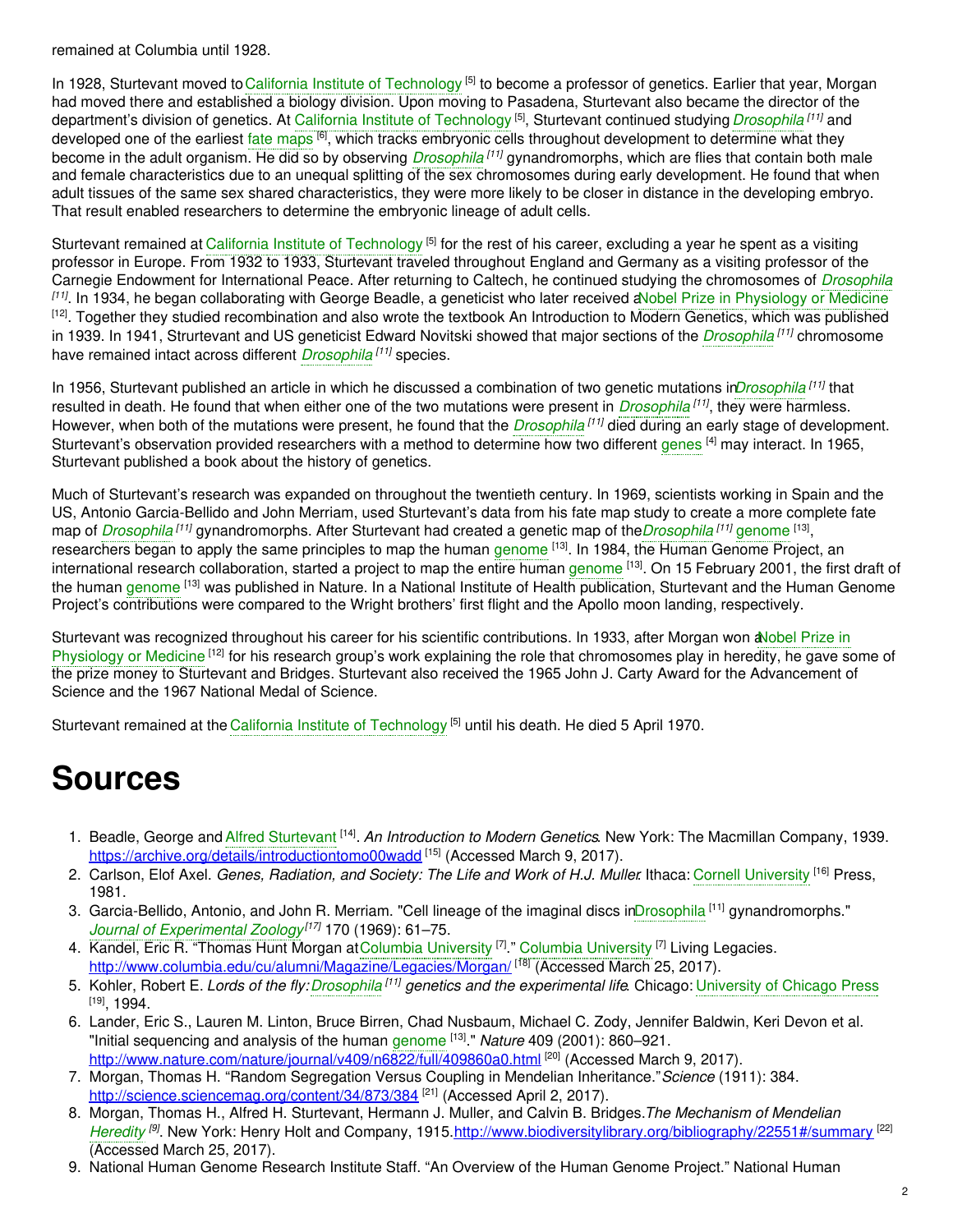remained at Columbia until 1928.

In 1928, Sturtevant moved to California Institute of Technology [5] to become a professor of genetics. Earlier that year, Morgan had moved there and established a biology division. Upon moving to Pasadena, Sturtevant also became the director of the department's division of genetics. At California Institute of Technology [5], Sturtevant continued studying *Drosophila* [11] and developed one of the earliest fate maps [6], which tracks embryonic cells throughout development to determine what they become in the adult organism. He did so by observing *Drosophila* [11] gynandromorphs, which are flies that contain both male and female characteristics due to an unequal splitting of the sex chromosomes during early development. He found that when adult tissues of the same sex shared characteristics, they were more likely to be closer in distance in the developing embryo. That result enabled researchers to determine the embryonic lineage of adult cells.

Sturtevant remained at California Institute of Technology [5] for the rest of his career, excluding a year he spent as a visiting professor in Europe. From 1932 to 1933, Sturtevant traveled throughout England and Germany as a visiting professor of the Carnegie Endowment for International Peace. After returning to Caltech, he continued studying the chromosomes of *Drosophila* [11]. In 1934, he began collaborating with George Beadle, a geneticist who later received a Nobel Prize in Physiology or Medicine [12]. Together they studied recombination and also wrote the textbook An Introduction to Modern Genetics, which was published in 1939. In 1941, Strurtevant and US geneticist Edward Novitski showed that major sections of the *Drosophila* [11] chromosome have remained intact across different *Drosophila* [11] species.

In 1956, Sturtevant published an article in which he discussed a combination of two genetic mutations in *Drosophila* [11] that resulted in death. He found that when either one of the two mutations were present in *Drosophila* [11], they were harmless. However, when both of the mutations were present, he found that the *Drosophila* [11] died during an early stage of development. Sturtevant's observation provided researchers with a method to determine how two different genes [4] may interact. In 1965, Sturtevant published a book about the history of genetics.

Much of Sturtevant's research was expanded on throughout the twentieth century. In 1969, scientists working in Spain and the US, Antonio Garcia-Bellido and John Merriam, used Sturtevant's data from his fate map study to create a more complete fate map of *Drosophila* [11] gynandromorphs. After Sturtevant had created a genetic map of the *Drosophila* [11] genome [13], researchers began to apply the same principles to map the human genome [13]. In 1984, the Human Genome Project, an international research collaboration, started a project to map the entire human genome [13]. On 15 February 2001, the first draft of the human genome [13] was published in Nature. In a National Institute of Health publication, Sturtevant and the Human Genome Project's contributions were compared to the Wright brothers' first flight and the Apollo moon landing, respectively.

Sturtevant was recognized throughout his career for his scientific contributions. In 1933, after Morgan won a Nobel Prize in Physiology or Medicine [12] for his research group's work explaining the role that chromosomes play in heredity, he gave some of the prize money to Sturtevant and Bridges. Sturtevant also received the 1965 John J. Carty Award for the Advancement of Science and the 1967 National Medal of Science.

Sturtevant remained at the California Institute of Technology [5] until his death. He died 5 April 1970.

# Sources

1. Beadle, George and Alfred Sturtevant [14]. *An Introduction to Modern Genetics*. New York: The Macmillan Company, 1939. https://archive.org/details/introductiontomo00wadd [15] (Accessed March 9, 2017).
2. Carlson, Elof Axel. *Genes, Radiation, and Society: The Life and Work of H.J. Muller*. Ithaca: Cornell University [16] Press, 1981.
3. Garcia-Bellido, Antonio, and John R. Merriam. "Cell lineage of the imaginal discs in Drosophila [11] gynandromorphs." *Journal of Experimental Zoology* [17] 170 (1969): 61–75.
4. Kandel, Eric R. "Thomas Hunt Morgan at Columbia University [7]." Columbia University [7] Living Legacies. http://www.columbia.edu/cu/alumni/Magazine/Legacies/Morgan/ [18] (Accessed March 25, 2017).
5. Kohler, Robert E. *Lords of the fly: Drosophila [11] genetics and the experimental life*. Chicago: University of Chicago Press [19], 1994.
6. Lander, Eric S., Lauren M. Linton, Bruce Birren, Chad Nusbaum, Michael C. Zody, Jennifer Baldwin, Keri Devon et al. "Initial sequencing and analysis of the human genome [13]." *Nature* 409 (2001): 860–921. http://www.nature.com/nature/journal/v409/n6822/full/409860a0.html [20] (Accessed March 9, 2017).
7. Morgan, Thomas H. "Random Segregation Versus Coupling in Mendelian Inheritance." *Science* (1911): 384. http://science.sciencemag.org/content/34/873/384 [21] (Accessed April 2, 2017).
8. Morgan, Thomas H., Alfred H. Sturtevant, Hermann J. Muller, and Calvin B. Bridges. *The Mechanism of Mendelian Heredity* [9]. New York: Henry Holt and Company, 1915. http://www.biodiversitylibrary.org/bibliography/22551#/summary [22] (Accessed March 25, 2017).
9. National Human Genome Research Institute Staff. "An Overview of the Human Genome Project." National Human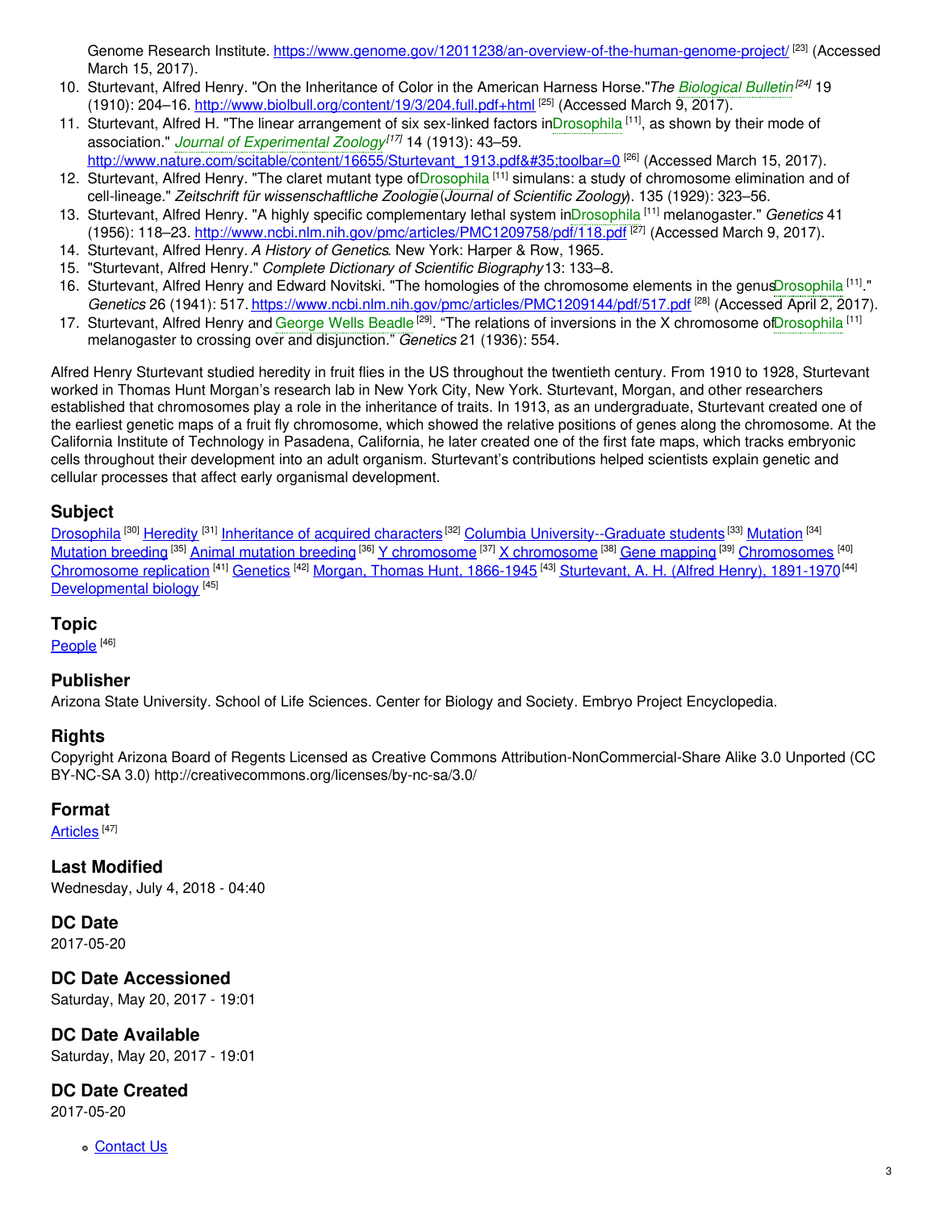Genome Research Institute. https://www.genome.gov/12011238/an-overview-of-the-human-genome-project/ [23] (Accessed March 15, 2017).

10. Sturtevant, Alfred Henry. "On the Inheritance of Color in the American Harness Horse."*The Biological Bulletin*[24] 19 (1910): 204–16. http://www.biolbull.org/content/19/3/204.full.pdf+html [25] (Accessed March 9, 2017).
11. Sturtevant, Alfred H. "The linear arrangement of six sex-linked factors inDrosophila [11], as shown by their mode of association." *Journal of Experimental Zoology*[17] 14 (1913): 43–59. http://www.nature.com/scitable/content/16655/Sturtevant_1913.pdf&#35;toolbar=0 [26] (Accessed March 15, 2017).
12. Sturtevant, Alfred Henry. "The claret mutant type ofDrosophila [11] simulans: a study of chromosome elimination and of cell-lineage." *Zeitschrift für wissenschaftliche Zoologie* (*Journal of Scientific Zoology*). 135 (1929): 323–56.
13. Sturtevant, Alfred Henry. "A highly specific complementary lethal system inDrosophila [11] melanogaster." *Genetics* 41 (1956): 118–23. http://www.ncbi.nlm.nih.gov/pmc/articles/PMC1209758/pdf/118.pdf [27] (Accessed March 9, 2017).
14. Sturtevant, Alfred Henry. *A History of Genetics*. New York: Harper & Row, 1965.
15. "Sturtevant, Alfred Henry." *Complete Dictionary of Scientific Biography* 13: 133–8.
16. Sturtevant, Alfred Henry and Edward Novitski. "The homologies of the chromosome elements in the genusDrosophila [11]." *Genetics* 26 (1941): 517. https://www.ncbi.nlm.nih.gov/pmc/articles/PMC1209144/pdf/517.pdf [28] (Accessed April 2, 2017).
17. Sturtevant, Alfred Henry and George Wells Beadle [29]. "The relations of inversions in the X chromosome ofDrosophila [11] melanogaster to crossing over and disjunction." *Genetics* 21 (1936): 554.

Alfred Henry Sturtevant studied heredity in fruit flies in the US throughout the twentieth century. From 1910 to 1928, Sturtevant worked in Thomas Hunt Morgan's research lab in New York City, New York. Sturtevant, Morgan, and other researchers established that chromosomes play a role in the inheritance of traits. In 1913, as an undergraduate, Sturtevant created one of the earliest genetic maps of a fruit fly chromosome, which showed the relative positions of genes along the chromosome. At the California Institute of Technology in Pasadena, California, he later created one of the first fate maps, which tracks embryonic cells throughout their development into an adult organism. Sturtevant's contributions helped scientists explain genetic and cellular processes that affect early organismal development.

## Subject

Drosophila [30] Heredity [31] Inheritance of acquired characters [32] Columbia University--Graduate students [33] Mutation [34] Mutation breeding [35] Animal mutation breeding [36] Y chromosome [37] X chromosome [38] Gene mapping [39] Chromosomes [40] Chromosome replication [41] Genetics [42] Morgan, Thomas Hunt, 1866-1945 [43] Sturtevant, A. H. (Alfred Henry), 1891-1970 [44] Developmental biology [45]

## Topic

People [46]

## Publisher

Arizona State University. School of Life Sciences. Center for Biology and Society. Embryo Project Encyclopedia.

## Rights

Copyright Arizona Board of Regents Licensed as Creative Commons Attribution-NonCommercial-Share Alike 3.0 Unported (CC BY-NC-SA 3.0) http://creativecommons.org/licenses/by-nc-sa/3.0/

## Format

Articles [47]

## Last Modified

Wednesday, July 4, 2018 - 04:40

## DC Date

2017-05-20

## DC Date Accessioned

Saturday, May 20, 2017 - 19:01

## DC Date Available

Saturday, May 20, 2017 - 19:01

## DC Date Created

2017-05-20

- Contact Us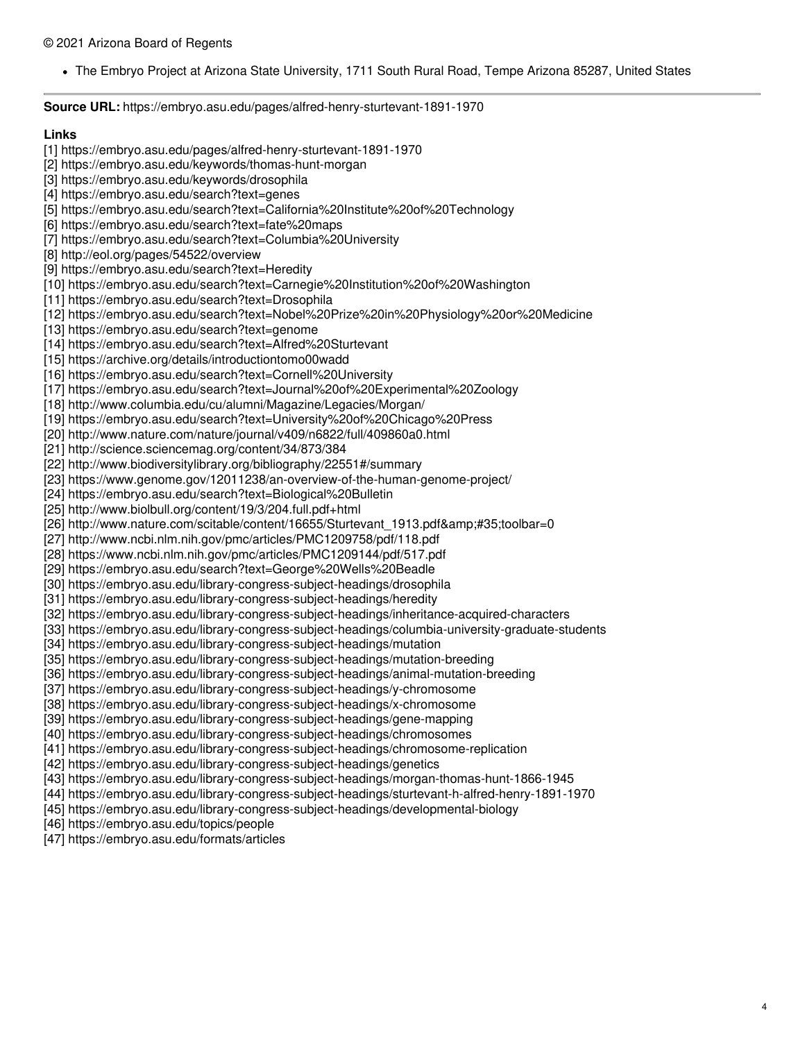© 2021 Arizona Board of Regents

- The Embryo Project at Arizona State University, 1711 South Rural Road, Tempe Arizona 85287, United States

---

**Source URL:** https://embryo.asu.edu/pages/alfred-henry-sturtevant-1891-1970

**Links**

[1] https://embryo.asu.edu/pages/alfred-henry-sturtevant-1891-1970
[2] https://embryo.asu.edu/keywords/thomas-hunt-morgan
[3] https://embryo.asu.edu/keywords/drosophila
[4] https://embryo.asu.edu/search?text=genes
[5] https://embryo.asu.edu/search?text=California%20Institute%20of%20Technology
[6] https://embryo.asu.edu/search?text=fate%20maps
[7] https://embryo.asu.edu/search?text=Columbia%20University
[8] http://eol.org/pages/54522/overview
[9] https://embryo.asu.edu/search?text=Heredity
[10] https://embryo.asu.edu/search?text=Carnegie%20Institution%20of%20Washington
[11] https://embryo.asu.edu/search?text=Drosophila
[12] https://embryo.asu.edu/search?text=Nobel%20Prize%20in%20Physiology%20or%20Medicine
[13] https://embryo.asu.edu/search?text=genome
[14] https://embryo.asu.edu/search?text=Alfred%20Sturtevant
[15] https://archive.org/details/introductiontomo00wadd
[16] https://embryo.asu.edu/search?text=Cornell%20University
[17] https://embryo.asu.edu/search?text=Journal%20of%20Experimental%20Zoology
[18] http://www.columbia.edu/cu/alumni/Magazine/Legacies/Morgan/
[19] https://embryo.asu.edu/search?text=University%20of%20Chicago%20Press
[20] http://www.nature.com/nature/journal/v409/n6822/full/409860a0.html
[21] http://science.sciencemag.org/content/34/873/384
[22] http://www.biodiversitylibrary.org/bibliography/22551#/summary
[23] https://www.genome.gov/12011238/an-overview-of-the-human-genome-project/
[24] https://embryo.asu.edu/search?text=Biological%20Bulletin
[25] http://www.biolbull.org/content/19/3/204.full.pdf+html
[26] http://www.nature.com/scitable/content/16655/Sturtevant_1913.pdf&amp;#35;toolbar=0
[27] http://www.ncbi.nlm.nih.gov/pmc/articles/PMC1209758/pdf/118.pdf
[28] https://www.ncbi.nlm.nih.gov/pmc/articles/PMC1209144/pdf/517.pdf
[29] https://embryo.asu.edu/search?text=George%20Wells%20Beadle
[30] https://embryo.asu.edu/library-congress-subject-headings/drosophila
[31] https://embryo.asu.edu/library-congress-subject-headings/heredity
[32] https://embryo.asu.edu/library-congress-subject-headings/inheritance-acquired-characters
[33] https://embryo.asu.edu/library-congress-subject-headings/columbia-university-graduate-students
[34] https://embryo.asu.edu/library-congress-subject-headings/mutation
[35] https://embryo.asu.edu/library-congress-subject-headings/mutation-breeding
[36] https://embryo.asu.edu/library-congress-subject-headings/animal-mutation-breeding
[37] https://embryo.asu.edu/library-congress-subject-headings/y-chromosome
[38] https://embryo.asu.edu/library-congress-subject-headings/x-chromosome
[39] https://embryo.asu.edu/library-congress-subject-headings/gene-mapping
[40] https://embryo.asu.edu/library-congress-subject-headings/chromosomes
[41] https://embryo.asu.edu/library-congress-subject-headings/chromosome-replication
[42] https://embryo.asu.edu/library-congress-subject-headings/genetics
[43] https://embryo.asu.edu/library-congress-subject-headings/morgan-thomas-hunt-1866-1945
[44] https://embryo.asu.edu/library-congress-subject-headings/sturtevant-h-alfred-henry-1891-1970
[45] https://embryo.asu.edu/library-congress-subject-headings/developmental-biology
[46] https://embryo.asu.edu/topics/people
[47] https://embryo.asu.edu/formats/articles